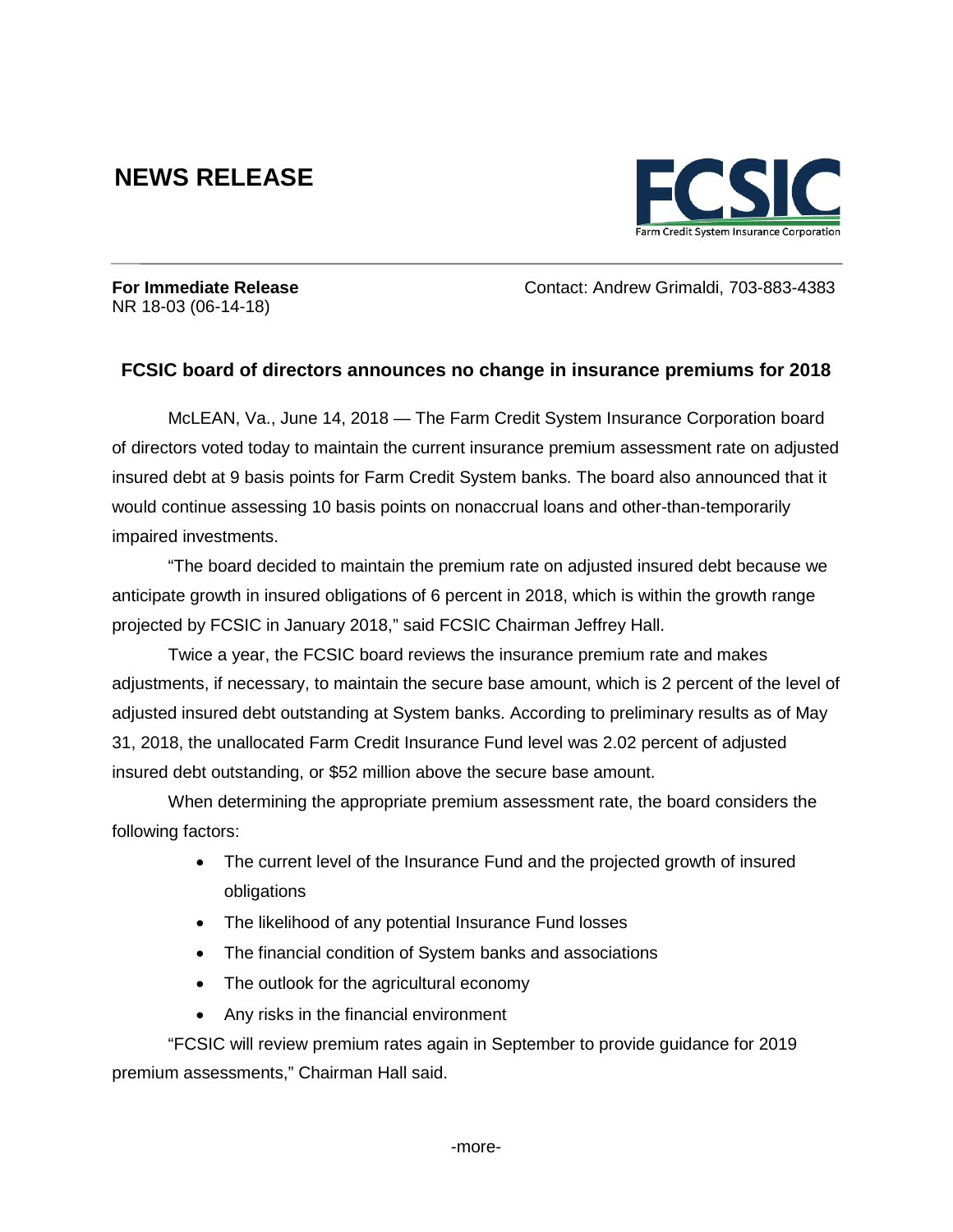# NEWS RELEASE

FCSIC
Farm Credit System Insurance Corporation

**For Immediate Release**
NR 18-03 (06-14-18)

Contact: Andrew Grimaldi, 703-883-4383

## FCSIC board of directors announces no change in insurance premiums for 2018

McLEAN, Va., June 14, 2018 — The Farm Credit System Insurance Corporation board of directors voted today to maintain the current insurance premium assessment rate on adjusted insured debt at 9 basis points for Farm Credit System banks. The board also announced that it would continue assessing 10 basis points on nonaccrual loans and other-than-temporarily impaired investments.

"The board decided to maintain the premium rate on adjusted insured debt because we anticipate growth in insured obligations of 6 percent in 2018, which is within the growth range projected by FCSIC in January 2018," said FCSIC Chairman Jeffrey Hall.

Twice a year, the FCSIC board reviews the insurance premium rate and makes adjustments, if necessary, to maintain the secure base amount, which is 2 percent of the level of adjusted insured debt outstanding at System banks. According to preliminary results as of May 31, 2018, the unallocated Farm Credit Insurance Fund level was 2.02 percent of adjusted insured debt outstanding, or $52 million above the secure base amount.

When determining the appropriate premium assessment rate, the board considers the following factors:

- The current level of the Insurance Fund and the projected growth of insured obligations
- The likelihood of any potential Insurance Fund losses
- The financial condition of System banks and associations
- The outlook for the agricultural economy
- Any risks in the financial environment

"FCSIC will review premium rates again in September to provide guidance for 2019 premium assessments," Chairman Hall said.

-more-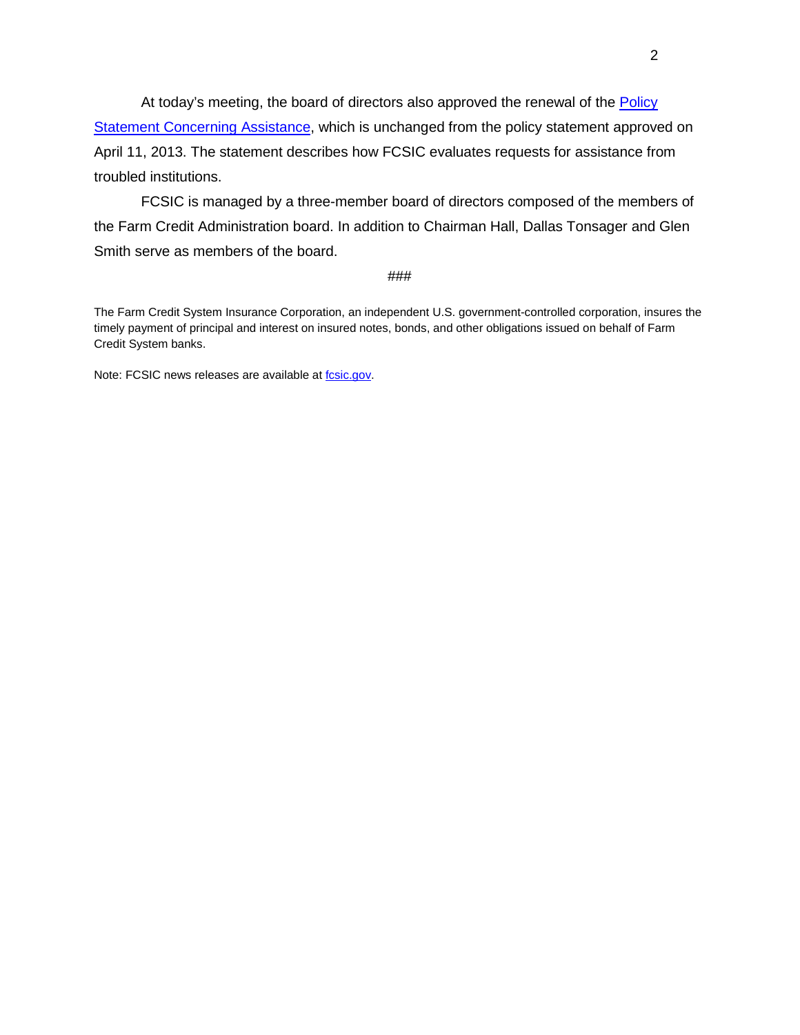At today's meeting, the board of directors also approved the renewal of the [Policy Statement Concerning Assistance], which is unchanged from the policy statement approved on April 11, 2013. The statement describes how FCSIC evaluates requests for assistance from troubled institutions.

FCSIC is managed by a three-member board of directors composed of the members of the Farm Credit Administration board. In addition to Chairman Hall, Dallas Tonsager and Glen Smith serve as members of the board.

###

The Farm Credit System Insurance Corporation, an independent U.S. government-controlled corporation, insures the timely payment of principal and interest on insured notes, bonds, and other obligations issued on behalf of Farm Credit System banks.

Note: FCSIC news releases are available at fcsic.gov.